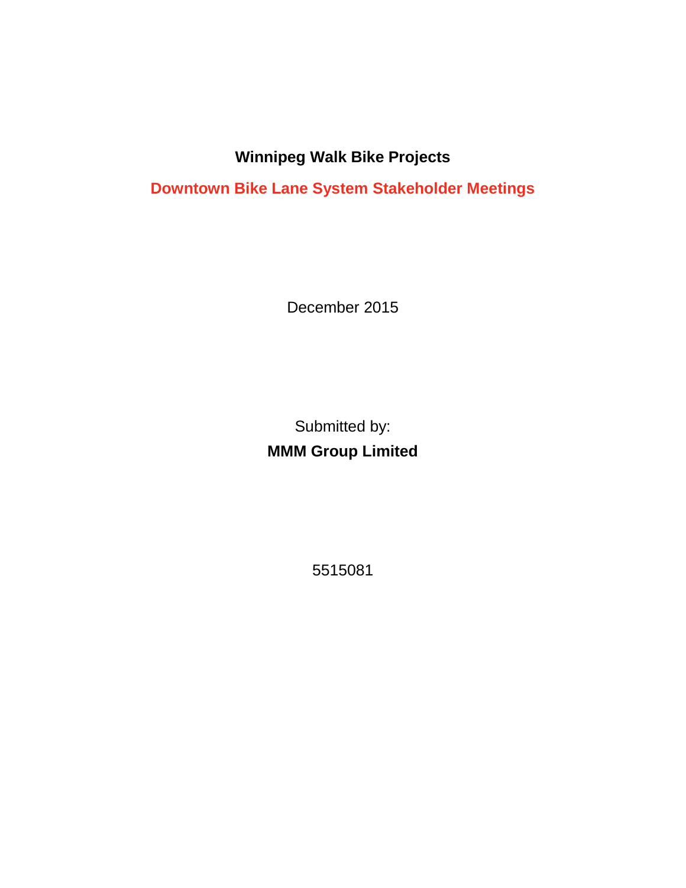# Winnipeg Walk Bike Projects

## Downtown Bike Lane System Stakeholder Meetings

December 2015

Submitted by:

**MMM Group Limited**

5515081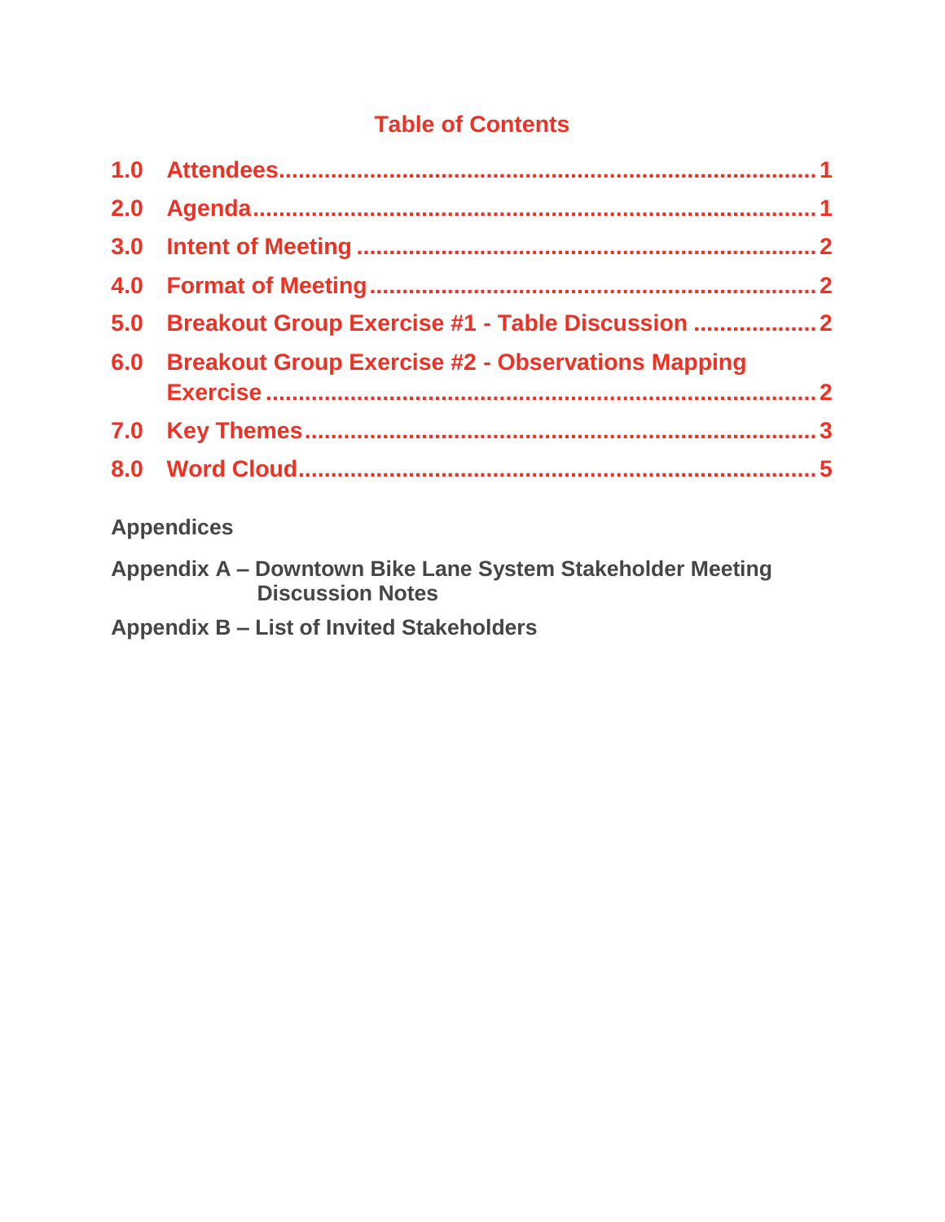# Table of Contents

| | | |
|---|---|---|
| 1.0 | Attendees | 1 |
| 2.0 | Agenda | 1 |
| 3.0 | Intent of Meeting | 2 |
| 4.0 | Format of Meeting | 2 |
| 5.0 | Breakout Group Exercise #1 - Table Discussion | 2 |
| 6.0 | Breakout Group Exercise #2 - Observations Mapping Exercise | 2 |
| 7.0 | Key Themes | 3 |
| 8.0 | Word Cloud | 5 |

**Appendices**

**Appendix A – Downtown Bike Lane System Stakeholder Meeting Discussion Notes**

**Appendix B – List of Invited Stakeholders**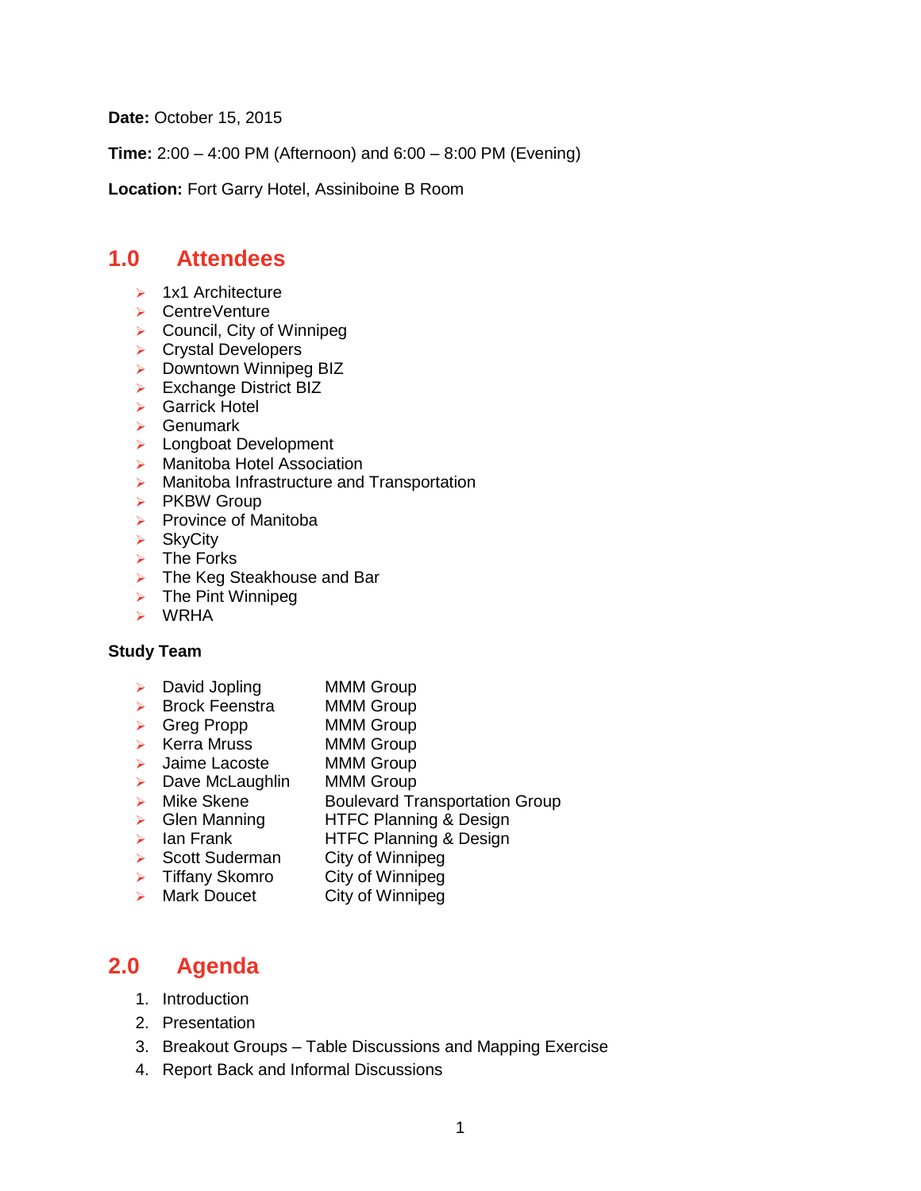**Date:** October 15, 2015

**Time:** 2:00 – 4:00 PM (Afternoon) and 6:00 – 8:00 PM (Evening)

**Location:** Fort Garry Hotel, Assiniboine B Room

## 1.0 Attendees

- 1x1 Architecture
- CentreVenture
- Council, City of Winnipeg
- Crystal Developers
- Downtown Winnipeg BIZ
- Exchange District BIZ
- Garrick Hotel
- Genumark
- Longboat Development
- Manitoba Hotel Association
- Manitoba Infrastructure and Transportation
- PKBW Group
- Province of Manitoba
- SkyCity
- The Forks
- The Keg Steakhouse and Bar
- The Pint Winnipeg
- WRHA

**Study Team**

- David Jopling — MMM Group
- Brock Feenstra — MMM Group
- Greg Propp — MMM Group
- Kerra Mruss — MMM Group
- Jaime Lacoste — MMM Group
- Dave McLaughlin — MMM Group
- Mike Skene — Boulevard Transportation Group
- Glen Manning — HTFC Planning & Design
- Ian Frank — HTFC Planning & Design
- Scott Suderman — City of Winnipeg
- Tiffany Skomro — City of Winnipeg
- Mark Doucet — City of Winnipeg

## 2.0 Agenda

1. Introduction
2. Presentation
3. Breakout Groups – Table Discussions and Mapping Exercise
4. Report Back and Informal Discussions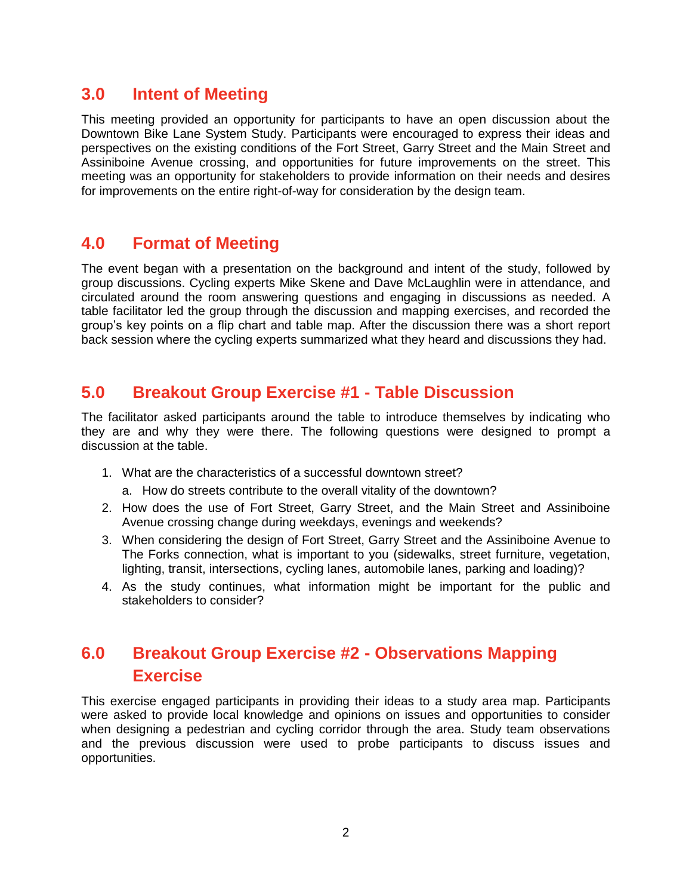## 3.0 Intent of Meeting

This meeting provided an opportunity for participants to have an open discussion about the Downtown Bike Lane System Study. Participants were encouraged to express their ideas and perspectives on the existing conditions of the Fort Street, Garry Street and the Main Street and Assiniboine Avenue crossing, and opportunities for future improvements on the street. This meeting was an opportunity for stakeholders to provide information on their needs and desires for improvements on the entire right-of-way for consideration by the design team.

## 4.0 Format of Meeting

The event began with a presentation on the background and intent of the study, followed by group discussions. Cycling experts Mike Skene and Dave McLaughlin were in attendance, and circulated around the room answering questions and engaging in discussions as needed. A table facilitator led the group through the discussion and mapping exercises, and recorded the group's key points on a flip chart and table map. After the discussion there was a short report back session where the cycling experts summarized what they heard and discussions they had.

## 5.0 Breakout Group Exercise #1 - Table Discussion

The facilitator asked participants around the table to introduce themselves by indicating who they are and why they were there. The following questions were designed to prompt a discussion at the table.

1. What are the characteristics of a successful downtown street?
   a. How do streets contribute to the overall vitality of the downtown?
2. How does the use of Fort Street, Garry Street, and the Main Street and Assiniboine Avenue crossing change during weekdays, evenings and weekends?
3. When considering the design of Fort Street, Garry Street and the Assiniboine Avenue to The Forks connection, what is important to you (sidewalks, street furniture, vegetation, lighting, transit, intersections, cycling lanes, automobile lanes, parking and loading)?
4. As the study continues, what information might be important for the public and stakeholders to consider?

## 6.0 Breakout Group Exercise #2 - Observations Mapping Exercise

This exercise engaged participants in providing their ideas to a study area map. Participants were asked to provide local knowledge and opinions on issues and opportunities to consider when designing a pedestrian and cycling corridor through the area. Study team observations and the previous discussion were used to probe participants to discuss issues and opportunities.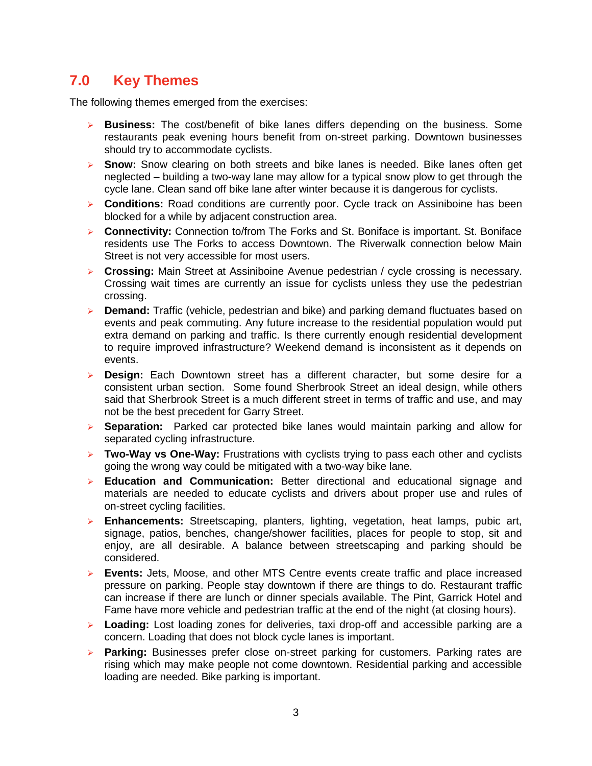## 7.0 Key Themes

The following themes emerged from the exercises:

- **Business:** The cost/benefit of bike lanes differs depending on the business. Some restaurants peak evening hours benefit from on-street parking. Downtown businesses should try to accommodate cyclists.
- **Snow:** Snow clearing on both streets and bike lanes is needed. Bike lanes often get neglected – building a two-way lane may allow for a typical snow plow to get through the cycle lane. Clean sand off bike lane after winter because it is dangerous for cyclists.
- **Conditions:** Road conditions are currently poor. Cycle track on Assiniboine has been blocked for a while by adjacent construction area.
- **Connectivity:** Connection to/from The Forks and St. Boniface is important. St. Boniface residents use The Forks to access Downtown. The Riverwalk connection below Main Street is not very accessible for most users.
- **Crossing:** Main Street at Assiniboine Avenue pedestrian / cycle crossing is necessary. Crossing wait times are currently an issue for cyclists unless they use the pedestrian crossing.
- **Demand:** Traffic (vehicle, pedestrian and bike) and parking demand fluctuates based on events and peak commuting. Any future increase to the residential population would put extra demand on parking and traffic. Is there currently enough residential development to require improved infrastructure? Weekend demand is inconsistent as it depends on events.
- **Design:** Each Downtown street has a different character, but some desire for a consistent urban section. Some found Sherbrook Street an ideal design, while others said that Sherbrook Street is a much different street in terms of traffic and use, and may not be the best precedent for Garry Street.
- **Separation:** Parked car protected bike lanes would maintain parking and allow for separated cycling infrastructure.
- **Two-Way vs One-Way:** Frustrations with cyclists trying to pass each other and cyclists going the wrong way could be mitigated with a two-way bike lane.
- **Education and Communication:** Better directional and educational signage and materials are needed to educate cyclists and drivers about proper use and rules of on-street cycling facilities.
- **Enhancements:** Streetscaping, planters, lighting, vegetation, heat lamps, pubic art, signage, patios, benches, change/shower facilities, places for people to stop, sit and enjoy, are all desirable. A balance between streetscaping and parking should be considered.
- **Events:** Jets, Moose, and other MTS Centre events create traffic and place increased pressure on parking. People stay downtown if there are things to do. Restaurant traffic can increase if there are lunch or dinner specials available. The Pint, Garrick Hotel and Fame have more vehicle and pedestrian traffic at the end of the night (at closing hours).
- **Loading:** Lost loading zones for deliveries, taxi drop-off and accessible parking are a concern. Loading that does not block cycle lanes is important.
- **Parking:** Businesses prefer close on-street parking for customers. Parking rates are rising which may make people not come downtown. Residential parking and accessible loading are needed. Bike parking is important.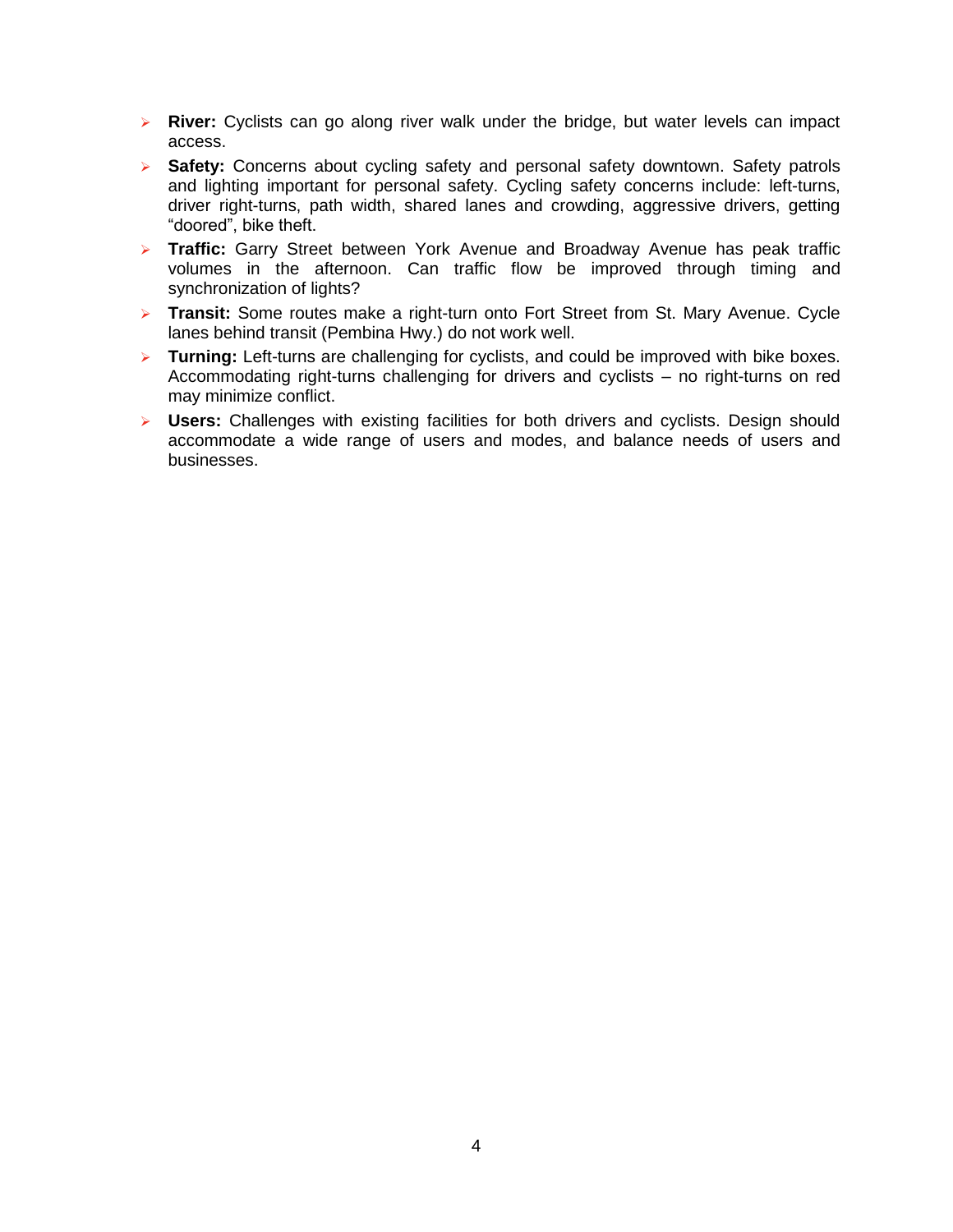- **River:** Cyclists can go along river walk under the bridge, but water levels can impact access.
- **Safety:** Concerns about cycling safety and personal safety downtown. Safety patrols and lighting important for personal safety. Cycling safety concerns include: left-turns, driver right-turns, path width, shared lanes and crowding, aggressive drivers, getting "doored", bike theft.
- **Traffic:** Garry Street between York Avenue and Broadway Avenue has peak traffic volumes in the afternoon. Can traffic flow be improved through timing and synchronization of lights?
- **Transit:** Some routes make a right-turn onto Fort Street from St. Mary Avenue. Cycle lanes behind transit (Pembina Hwy.) do not work well.
- **Turning:** Left-turns are challenging for cyclists, and could be improved with bike boxes. Accommodating right-turns challenging for drivers and cyclists – no right-turns on red may minimize conflict.
- **Users:** Challenges with existing facilities for both drivers and cyclists. Design should accommodate a wide range of users and modes, and balance needs of users and businesses.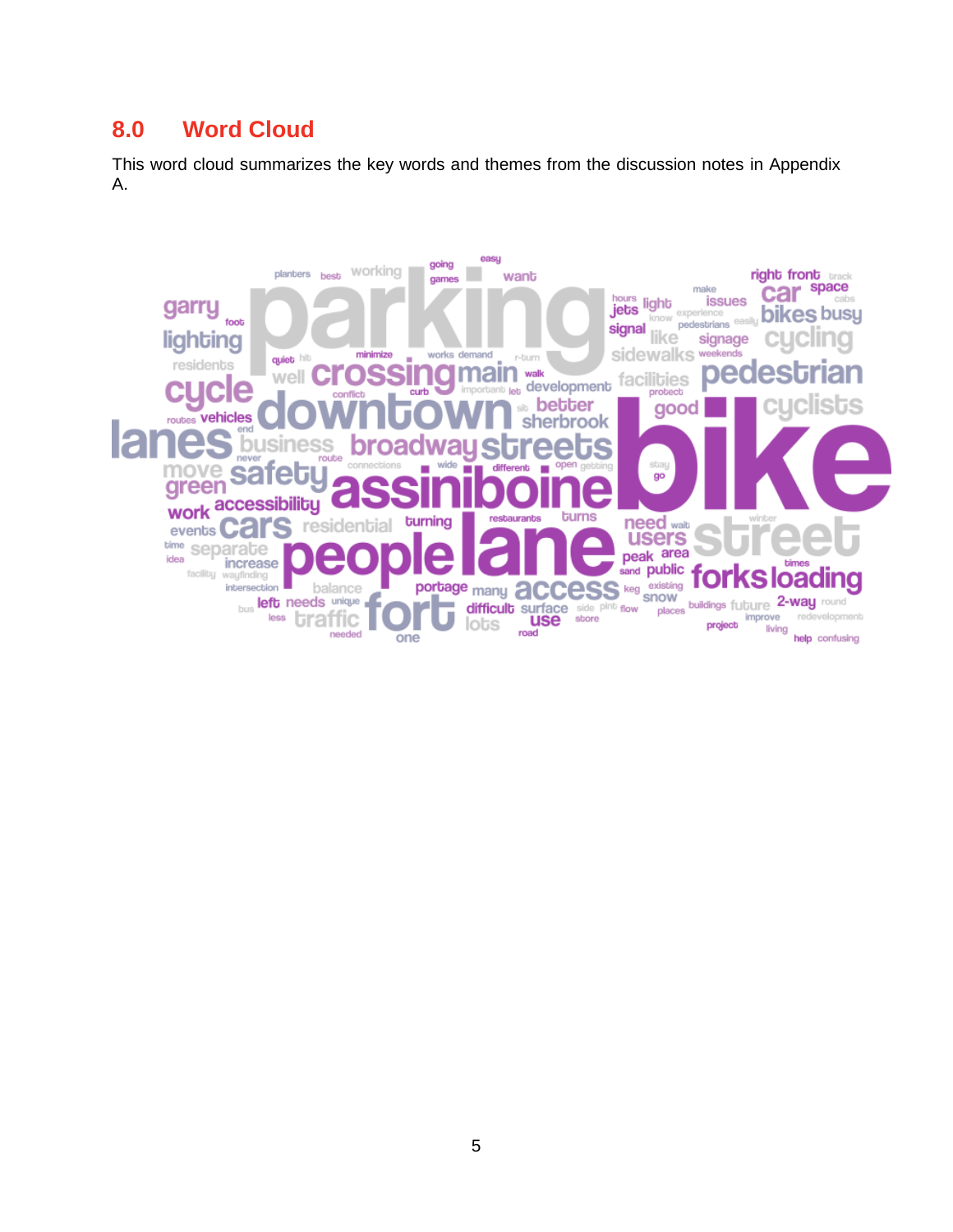## 8.0 Word Cloud

This word cloud summarizes the key words and themes from the discussion notes in Appendix A.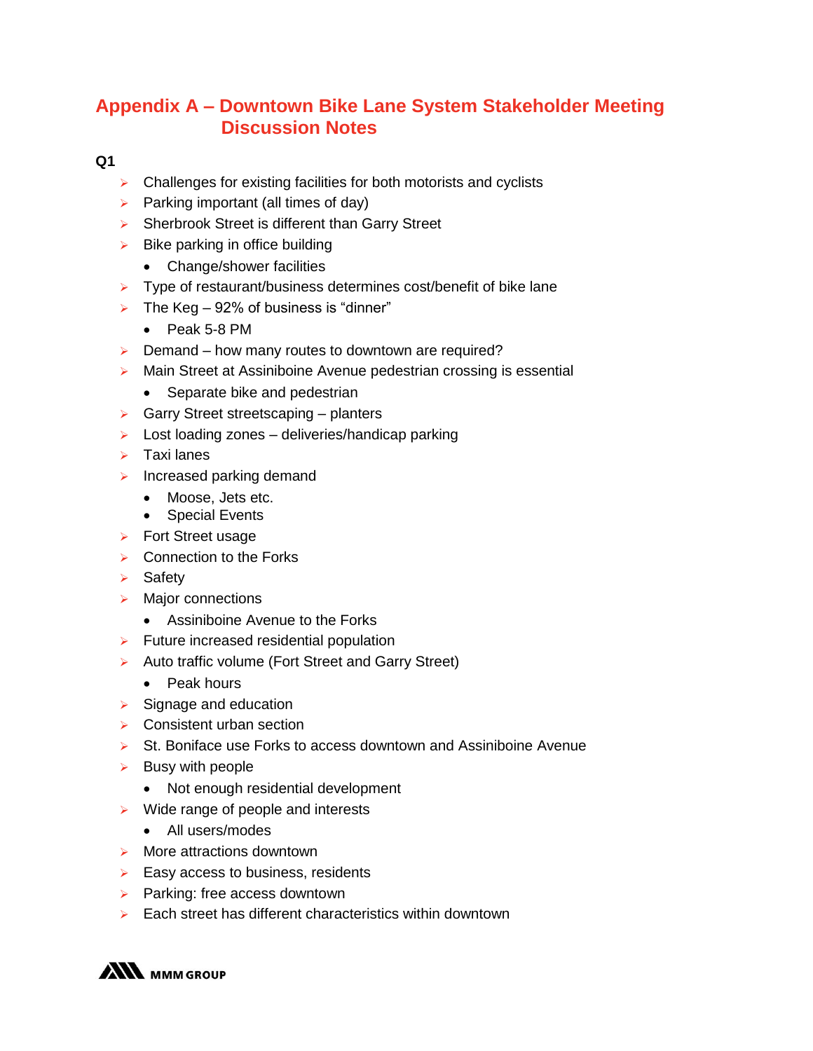## Appendix A – Downtown Bike Lane System Stakeholder Meeting Discussion Notes

**Q1**

- Challenges for existing facilities for both motorists and cyclists
- Parking important (all times of day)
- Sherbrook Street is different than Garry Street
- Bike parking in office building
  - Change/shower facilities
- Type of restaurant/business determines cost/benefit of bike lane
- The Keg – 92% of business is "dinner"
  - Peak 5-8 PM
- Demand – how many routes to downtown are required?
- Main Street at Assiniboine Avenue pedestrian crossing is essential
  - Separate bike and pedestrian
- Garry Street streetscaping – planters
- Lost loading zones – deliveries/handicap parking
- Taxi lanes
- Increased parking demand
  - Moose, Jets etc.
  - Special Events
- Fort Street usage
- Connection to the Forks
- Safety
- Major connections
  - Assiniboine Avenue to the Forks
- Future increased residential population
- Auto traffic volume (Fort Street and Garry Street)
  - Peak hours
- Signage and education
- Consistent urban section
- St. Boniface use Forks to access downtown and Assiniboine Avenue
- Busy with people
  - Not enough residential development
- Wide range of people and interests
  - All users/modes
- More attractions downtown
- Easy access to business, residents
- Parking: free access downtown
- Each street has different characteristics within downtown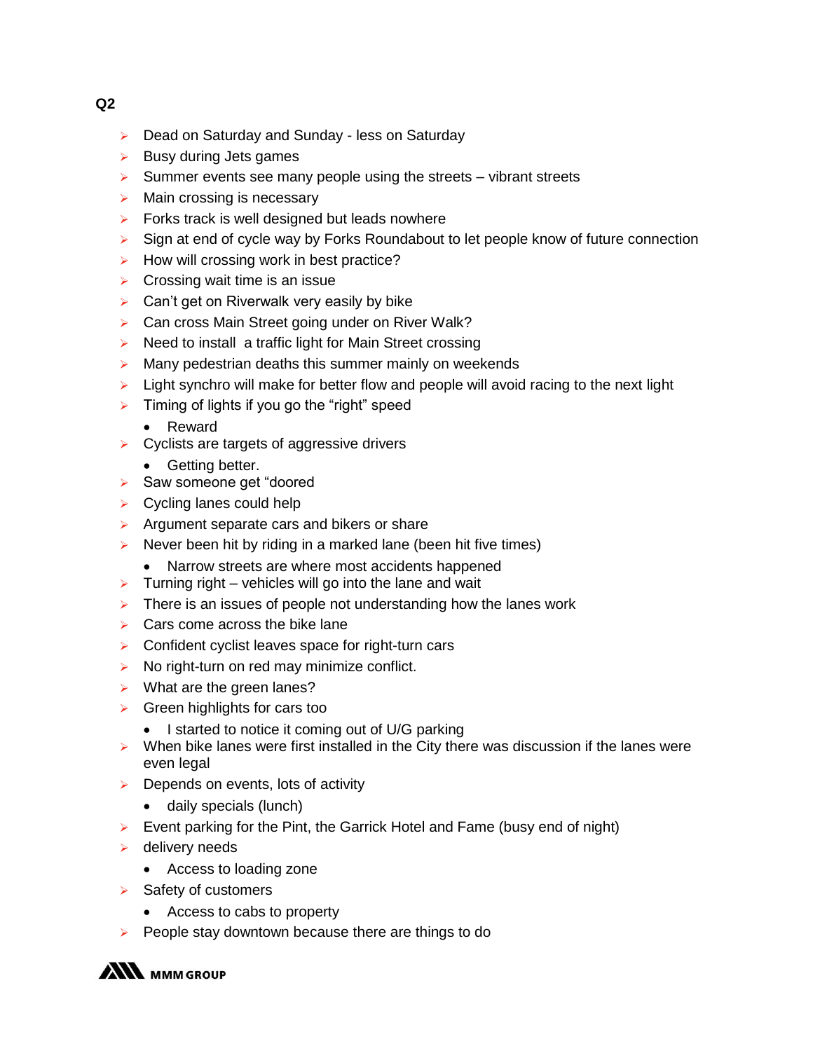**Q2**

- Dead on Saturday and Sunday - less on Saturday
- Busy during Jets games
- Summer events see many people using the streets – vibrant streets
- Main crossing is necessary
- Forks track is well designed but leads nowhere
- Sign at end of cycle way by Forks Roundabout to let people know of future connection
- How will crossing work in best practice?
- Crossing wait time is an issue
- Can't get on Riverwalk very easily by bike
- Can cross Main Street going under on River Walk?
- Need to install  a traffic light for Main Street crossing
- Many pedestrian deaths this summer mainly on weekends
- Light synchro will make for better flow and people will avoid racing to the next light
- Timing of lights if you go the "right" speed
  - Reward
- Cyclists are targets of aggressive drivers
  - Getting better.
- Saw someone get "doored
- Cycling lanes could help
- Argument separate cars and bikers or share
- Never been hit by riding in a marked lane (been hit five times)
  - Narrow streets are where most accidents happened
- Turning right – vehicles will go into the lane and wait
- There is an issues of people not understanding how the lanes work
- Cars come across the bike lane
- Confident cyclist leaves space for right-turn cars
- No right-turn on red may minimize conflict.
- What are the green lanes?
- Green highlights for cars too
  - I started to notice it coming out of U/G parking
- When bike lanes were first installed in the City there was discussion if the lanes were even legal
- Depends on events, lots of activity
  - daily specials (lunch)
- Event parking for the Pint, the Garrick Hotel and Fame (busy end of night)
- delivery needs
  - Access to loading zone
- Safety of customers
  - Access to cabs to property
- People stay downtown because there are things to do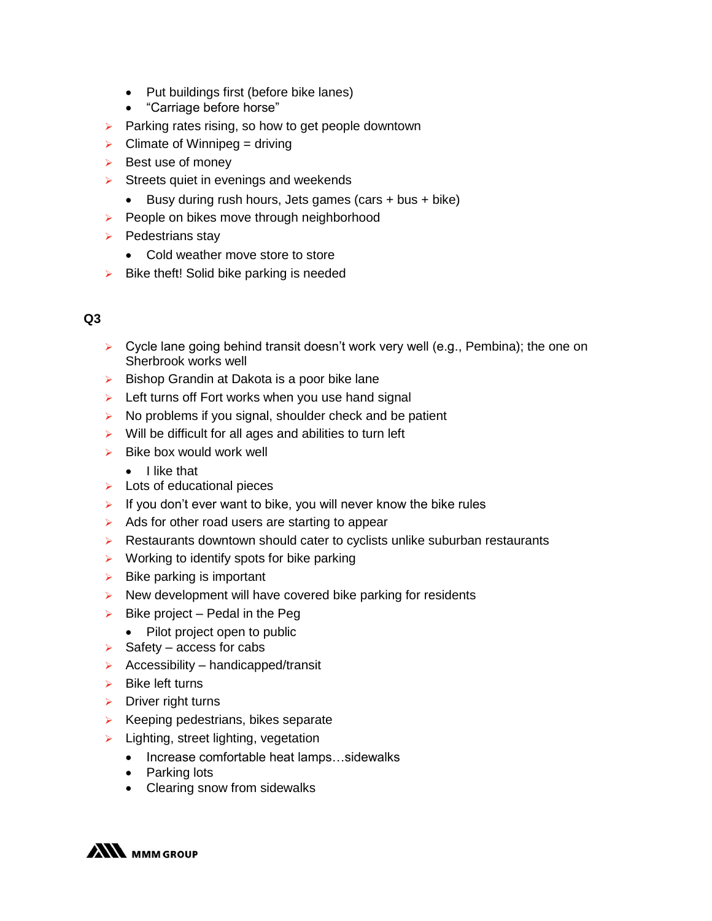- Put buildings first (before bike lanes)
  - "Carriage before horse"
- Parking rates rising, so how to get people downtown
- Climate of Winnipeg = driving
- Best use of money
- Streets quiet in evenings and weekends
  - Busy during rush hours, Jets games (cars + bus + bike)
- People on bikes move through neighborhood
- Pedestrians stay
  - Cold weather move store to store
- Bike theft! Solid bike parking is needed

**Q3**

- Cycle lane going behind transit doesn't work very well (e.g., Pembina); the one on Sherbrook works well
- Bishop Grandin at Dakota is a poor bike lane
- Left turns off Fort works when you use hand signal
- No problems if you signal, shoulder check and be patient
- Will be difficult for all ages and abilities to turn left
- Bike box would work well
  - I like that
- Lots of educational pieces
- If you don't ever want to bike, you will never know the bike rules
- Ads for other road users are starting to appear
- Restaurants downtown should cater to cyclists unlike suburban restaurants
- Working to identify spots for bike parking
- Bike parking is important
- New development will have covered bike parking for residents
- Bike project – Pedal in the Peg
  - Pilot project open to public
- Safety – access for cabs
- Accessibility – handicapped/transit
- Bike left turns
- Driver right turns
- Keeping pedestrians, bikes separate
- Lighting, street lighting, vegetation
  - Increase comfortable heat lamps…sidewalks
  - Parking lots
  - Clearing snow from sidewalks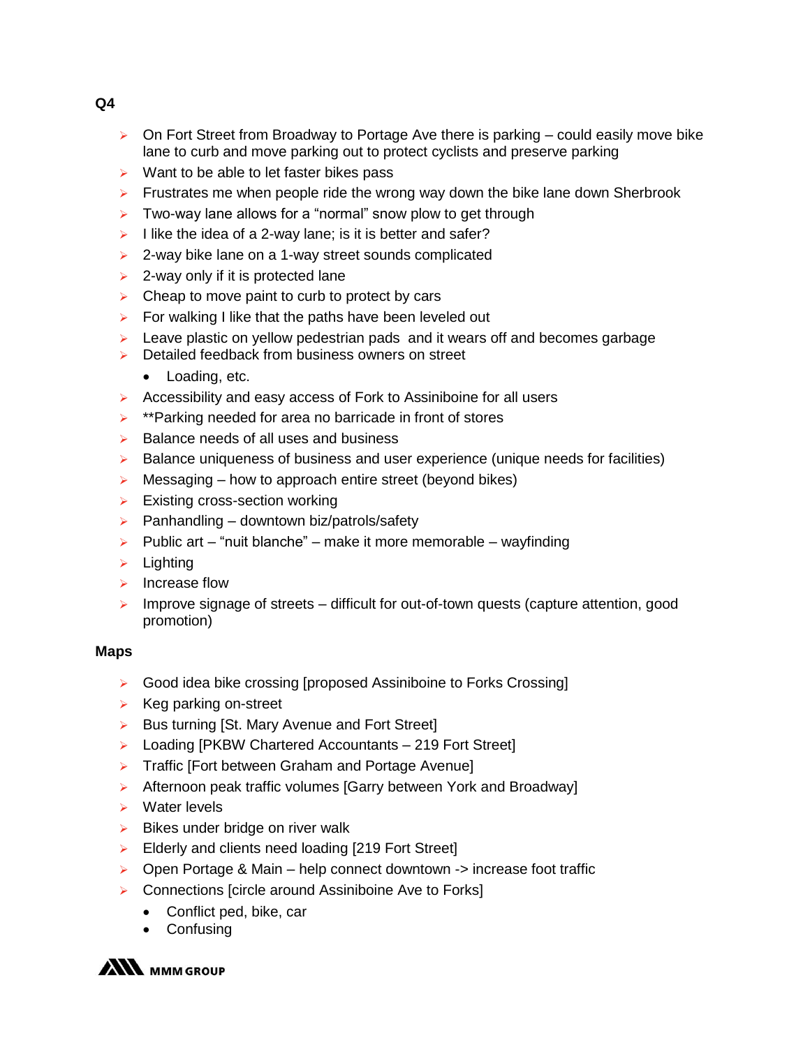**Q4**

- On Fort Street from Broadway to Portage Ave there is parking – could easily move bike lane to curb and move parking out to protect cyclists and preserve parking
- Want to be able to let faster bikes pass
- Frustrates me when people ride the wrong way down the bike lane down Sherbrook
- Two-way lane allows for a "normal" snow plow to get through
- I like the idea of a 2-way lane; is it is better and safer?
- 2-way bike lane on a 1-way street sounds complicated
- 2-way only if it is protected lane
- Cheap to move paint to curb to protect by cars
- For walking I like that the paths have been leveled out
- Leave plastic on yellow pedestrian pads  and it wears off and becomes garbage
- Detailed feedback from business owners on street
    - Loading, etc.
- Accessibility and easy access of Fork to Assiniboine for all users
- **Parking needed for area no barricade in front of stores
- Balance needs of all uses and business
- Balance uniqueness of business and user experience (unique needs for facilities)
- Messaging – how to approach entire street (beyond bikes)
- Existing cross-section working
- Panhandling – downtown biz/patrols/safety
- Public art – "nuit blanche" – make it more memorable – wayfinding
- Lighting
- Increase flow
- Improve signage of streets – difficult for out-of-town quests (capture attention, good promotion)

**Maps**

- Good idea bike crossing [proposed Assiniboine to Forks Crossing]
- Keg parking on-street
- Bus turning [St. Mary Avenue and Fort Street]
- Loading [PKBW Chartered Accountants – 219 Fort Street]
- Traffic [Fort between Graham and Portage Avenue]
- Afternoon peak traffic volumes [Garry between York and Broadway]
- Water levels
- Bikes under bridge on river walk
- Elderly and clients need loading [219 Fort Street]
- Open Portage & Main – help connect downtown -> increase foot traffic
- Connections [circle around Assiniboine Ave to Forks]
    - Conflict ped, bike, car
    - Confusing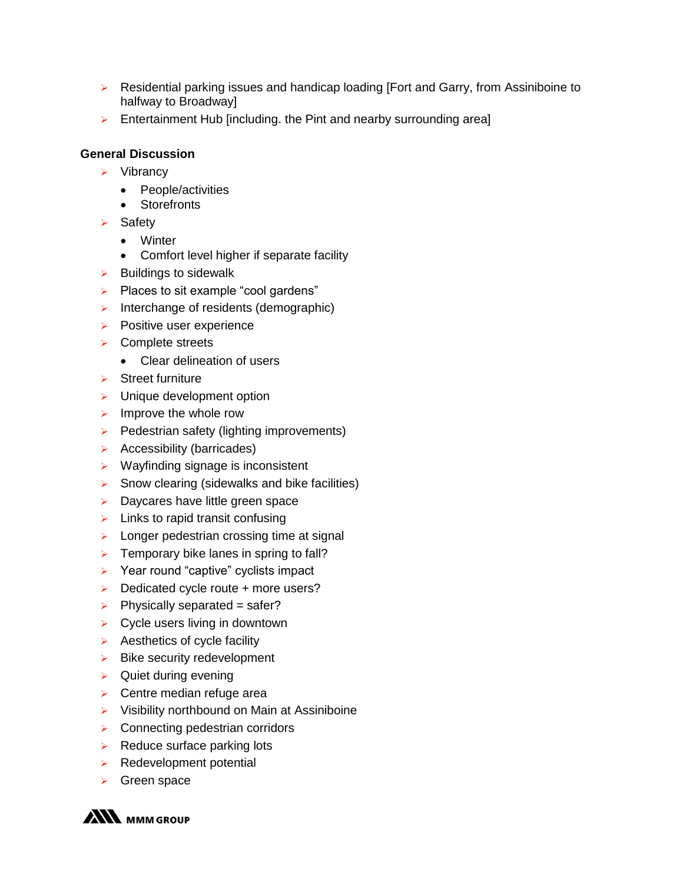- Residential parking issues and handicap loading [Fort and Garry, from Assiniboine to halfway to Broadway]
- Entertainment Hub [including. the Pint and nearby surrounding area]

**General Discussion**

- Vibrancy
  - People/activities
  - Storefronts
- Safety
  - Winter
  - Comfort level higher if separate facility
- Buildings to sidewalk
- Places to sit example "cool gardens"
- Interchange of residents (demographic)
- Positive user experience
- Complete streets
  - Clear delineation of users
- Street furniture
- Unique development option
- Improve the whole row
- Pedestrian safety (lighting improvements)
- Accessibility (barricades)
- Wayfinding signage is inconsistent
- Snow clearing (sidewalks and bike facilities)
- Daycares have little green space
- Links to rapid transit confusing
- Longer pedestrian crossing time at signal
- Temporary bike lanes in spring to fall?
- Year round "captive" cyclists impact
- Dedicated cycle route + more users?
- Physically separated = safer?
- Cycle users living in downtown
- Aesthetics of cycle facility
- Bike security redevelopment
- Quiet during evening
- Centre median refuge area
- Visibility northbound on Main at Assiniboine
- Connecting pedestrian corridors
- Reduce surface parking lots
- Redevelopment potential
- Green space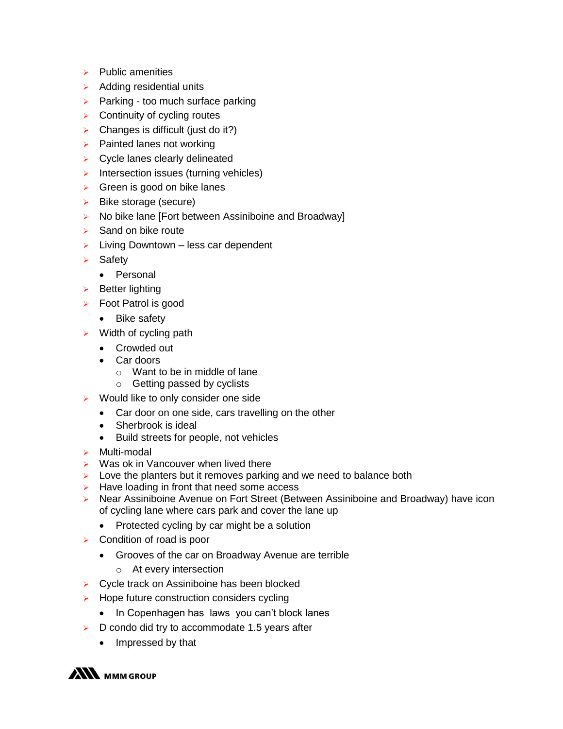- Public amenities
- Adding residential units
- Parking - too much surface parking
- Continuity of cycling routes
- Changes is difficult (just do it?)
- Painted lanes not working
- Cycle lanes clearly delineated
- Intersection issues (turning vehicles)
- Green is good on bike lanes
- Bike storage (secure)
- No bike lane [Fort between Assiniboine and Broadway]
- Sand on bike route
- Living Downtown – less car dependent
- Safety
  - Personal
- Better lighting
- Foot Patrol is good
  - Bike safety
- Width of cycling path
  - Crowded out
  - Car doors
    - Want to be in middle of lane
    - Getting passed by cyclists
- Would like to only consider one side
  - Car door on one side, cars travelling on the other
  - Sherbrook is ideal
  - Build streets for people, not vehicles
- Multi-modal
- Was ok in Vancouver when lived there
- Love the planters but it removes parking and we need to balance both
- Have loading in front that need some access
- Near Assiniboine Avenue on Fort Street (Between Assiniboine and Broadway) have icon of cycling lane where cars park and cover the lane up
  - Protected cycling by car might be a solution
- Condition of road is poor
  - Grooves of the car on Broadway Avenue are terrible
    - At every intersection
- Cycle track on Assiniboine has been blocked
- Hope future construction considers cycling
  - In Copenhagen has laws you can't block lanes
- D condo did try to accommodate 1.5 years after
  - Impressed by that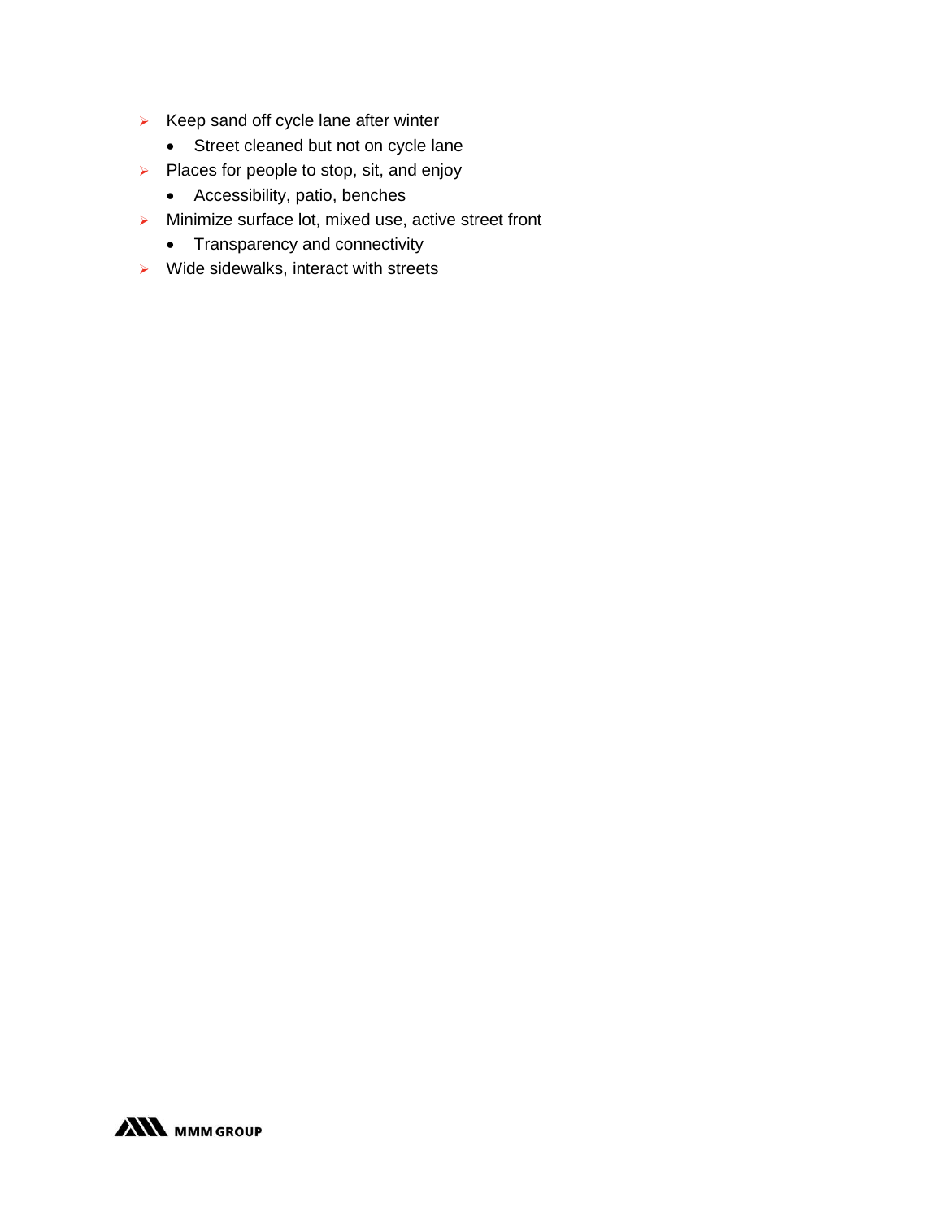- Keep sand off cycle lane after winter
  - Street cleaned but not on cycle lane
- Places for people to stop, sit, and enjoy
  - Accessibility, patio, benches
- Minimize surface lot, mixed use, active street front
  - Transparency and connectivity
- Wide sidewalks, interact with streets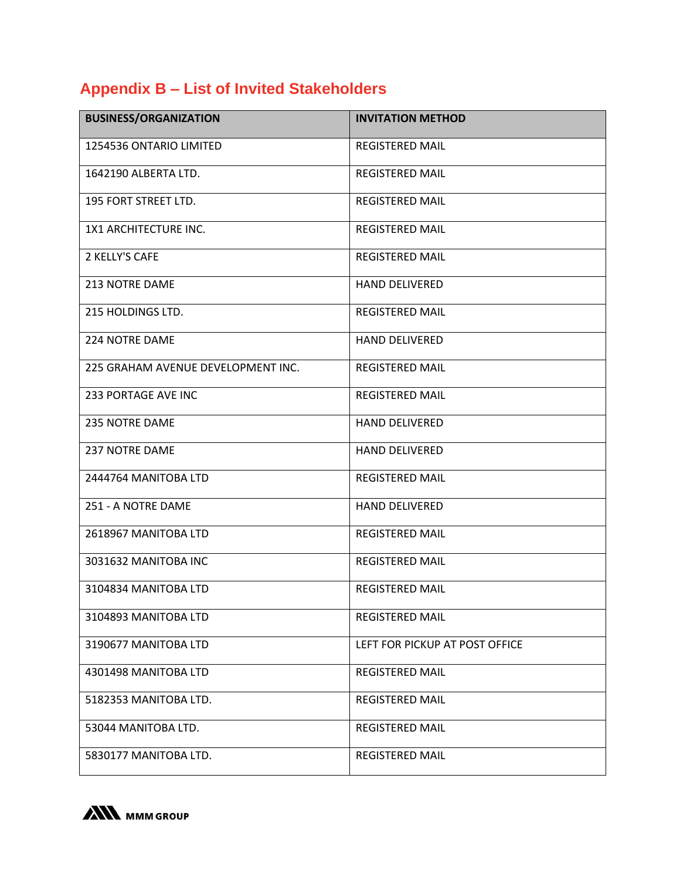## Appendix B – List of Invited Stakeholders

| BUSINESS/ORGANIZATION | INVITATION METHOD |
| --- | --- |
| 1254536 ONTARIO LIMITED | REGISTERED MAIL |
| 1642190 ALBERTA LTD. | REGISTERED MAIL |
| 195 FORT STREET LTD. | REGISTERED MAIL |
| 1X1 ARCHITECTURE INC. | REGISTERED MAIL |
| 2 KELLY'S CAFE | REGISTERED MAIL |
| 213 NOTRE DAME | HAND DELIVERED |
| 215 HOLDINGS LTD. | REGISTERED MAIL |
| 224 NOTRE DAME | HAND DELIVERED |
| 225 GRAHAM AVENUE DEVELOPMENT INC. | REGISTERED MAIL |
| 233 PORTAGE AVE INC | REGISTERED MAIL |
| 235 NOTRE DAME | HAND DELIVERED |
| 237 NOTRE DAME | HAND DELIVERED |
| 2444764 MANITOBA LTD | REGISTERED MAIL |
| 251 - A NOTRE DAME | HAND DELIVERED |
| 2618967 MANITOBA LTD | REGISTERED MAIL |
| 3031632 MANITOBA INC | REGISTERED MAIL |
| 3104834 MANITOBA LTD | REGISTERED MAIL |
| 3104893 MANITOBA LTD | REGISTERED MAIL |
| 3190677 MANITOBA LTD | LEFT FOR PICKUP AT POST OFFICE |
| 4301498 MANITOBA LTD | REGISTERED MAIL |
| 5182353 MANITOBA LTD. | REGISTERED MAIL |
| 53044 MANITOBA LTD. | REGISTERED MAIL |
| 5830177 MANITOBA LTD. | REGISTERED MAIL |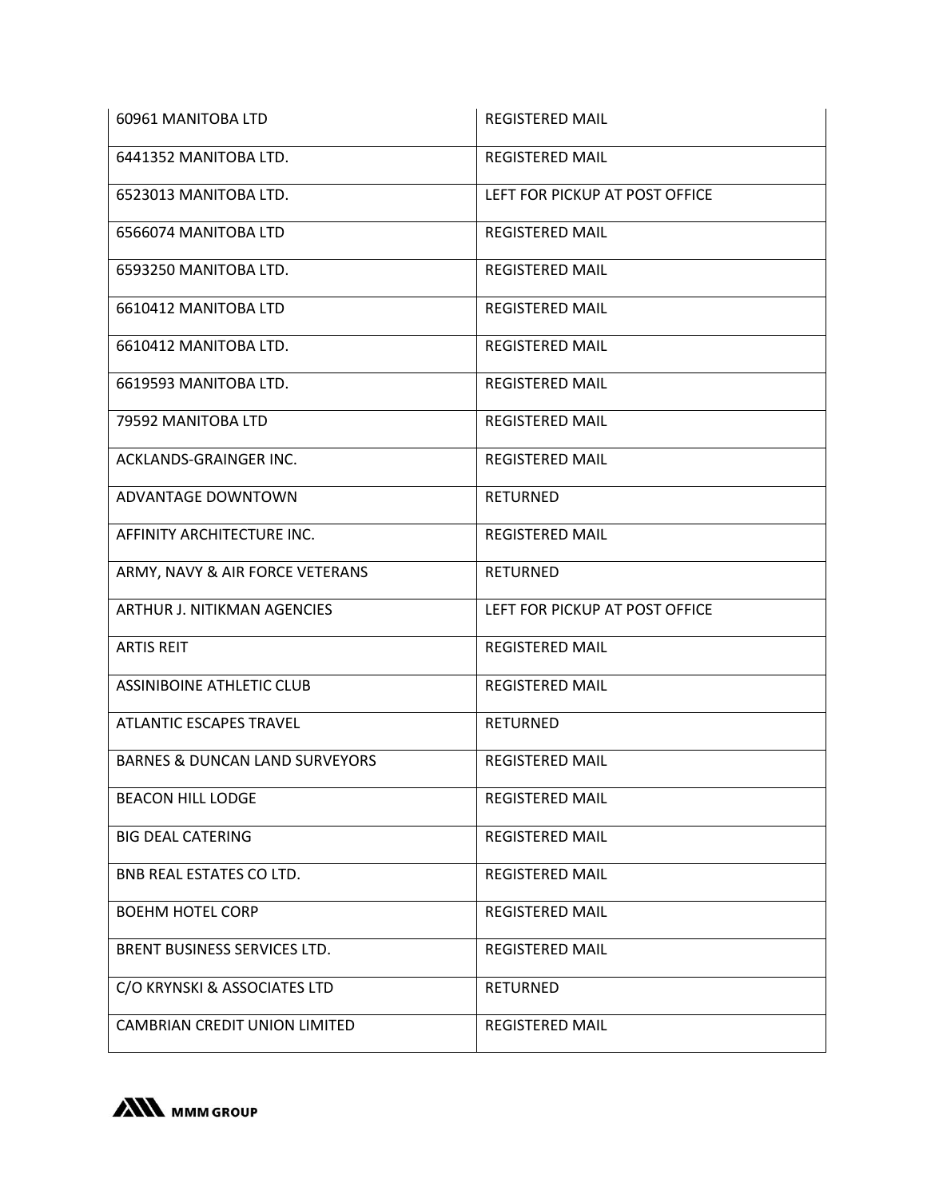| | |
|---|---|
| 60961 MANITOBA LTD | REGISTERED MAIL |
| 6441352 MANITOBA LTD. | REGISTERED MAIL |
| 6523013 MANITOBA LTD. | LEFT FOR PICKUP AT POST OFFICE |
| 6566074 MANITOBA LTD | REGISTERED MAIL |
| 6593250 MANITOBA LTD. | REGISTERED MAIL |
| 6610412 MANITOBA LTD | REGISTERED MAIL |
| 6610412 MANITOBA LTD. | REGISTERED MAIL |
| 6619593 MANITOBA LTD. | REGISTERED MAIL |
| 79592 MANITOBA LTD | REGISTERED MAIL |
| ACKLANDS-GRAINGER INC. | REGISTERED MAIL |
| ADVANTAGE DOWNTOWN | RETURNED |
| AFFINITY ARCHITECTURE INC. | REGISTERED MAIL |
| ARMY, NAVY & AIR FORCE VETERANS | RETURNED |
| ARTHUR J. NITIKMAN AGENCIES | LEFT FOR PICKUP AT POST OFFICE |
| ARTIS REIT | REGISTERED MAIL |
| ASSINIBOINE ATHLETIC CLUB | REGISTERED MAIL |
| ATLANTIC ESCAPES TRAVEL | RETURNED |
| BARNES & DUNCAN LAND SURVEYORS | REGISTERED MAIL |
| BEACON HILL LODGE | REGISTERED MAIL |
| BIG DEAL CATERING | REGISTERED MAIL |
| BNB REAL ESTATES CO LTD. | REGISTERED MAIL |
| BOEHM HOTEL CORP | REGISTERED MAIL |
| BRENT BUSINESS SERVICES LTD. | REGISTERED MAIL |
| C/O KRYNSKI & ASSOCIATES LTD | RETURNED |
| CAMBRIAN CREDIT UNION LIMITED | REGISTERED MAIL |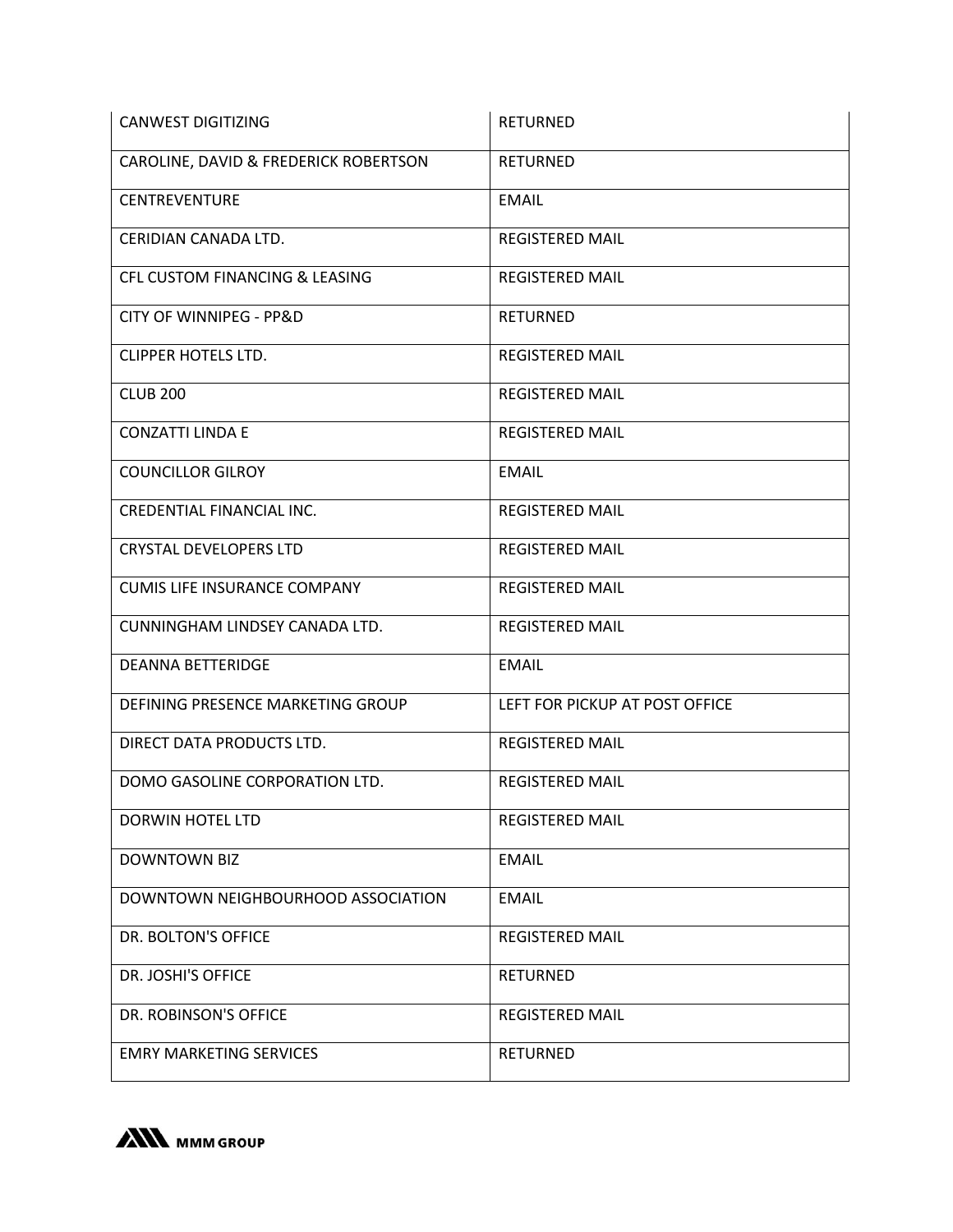| CANWEST DIGITIZING | RETURNED |
|---|---|
| CAROLINE, DAVID & FREDERICK ROBERTSON | RETURNED |
| CENTREVENTURE | EMAIL |
| CERIDIAN CANADA LTD. | REGISTERED MAIL |
| CFL CUSTOM FINANCING & LEASING | REGISTERED MAIL |
| CITY OF WINNIPEG - PP&D | RETURNED |
| CLIPPER HOTELS LTD. | REGISTERED MAIL |
| CLUB 200 | REGISTERED MAIL |
| CONZATTI LINDA E | REGISTERED MAIL |
| COUNCILLOR GILROY | EMAIL |
| CREDENTIAL FINANCIAL INC. | REGISTERED MAIL |
| CRYSTAL DEVELOPERS LTD | REGISTERED MAIL |
| CUMIS LIFE INSURANCE COMPANY | REGISTERED MAIL |
| CUNNINGHAM LINDSEY CANADA LTD. | REGISTERED MAIL |
| DEANNA BETTERIDGE | EMAIL |
| DEFINING PRESENCE MARKETING GROUP | LEFT FOR PICKUP AT POST OFFICE |
| DIRECT DATA PRODUCTS LTD. | REGISTERED MAIL |
| DOMO GASOLINE CORPORATION LTD. | REGISTERED MAIL |
| DORWIN HOTEL LTD | REGISTERED MAIL |
| DOWNTOWN BIZ | EMAIL |
| DOWNTOWN NEIGHBOURHOOD ASSOCIATION | EMAIL |
| DR. BOLTON'S OFFICE | REGISTERED MAIL |
| DR. JOSHI'S OFFICE | RETURNED |
| DR. ROBINSON'S OFFICE | REGISTERED MAIL |
| EMRY MARKETING SERVICES | RETURNED |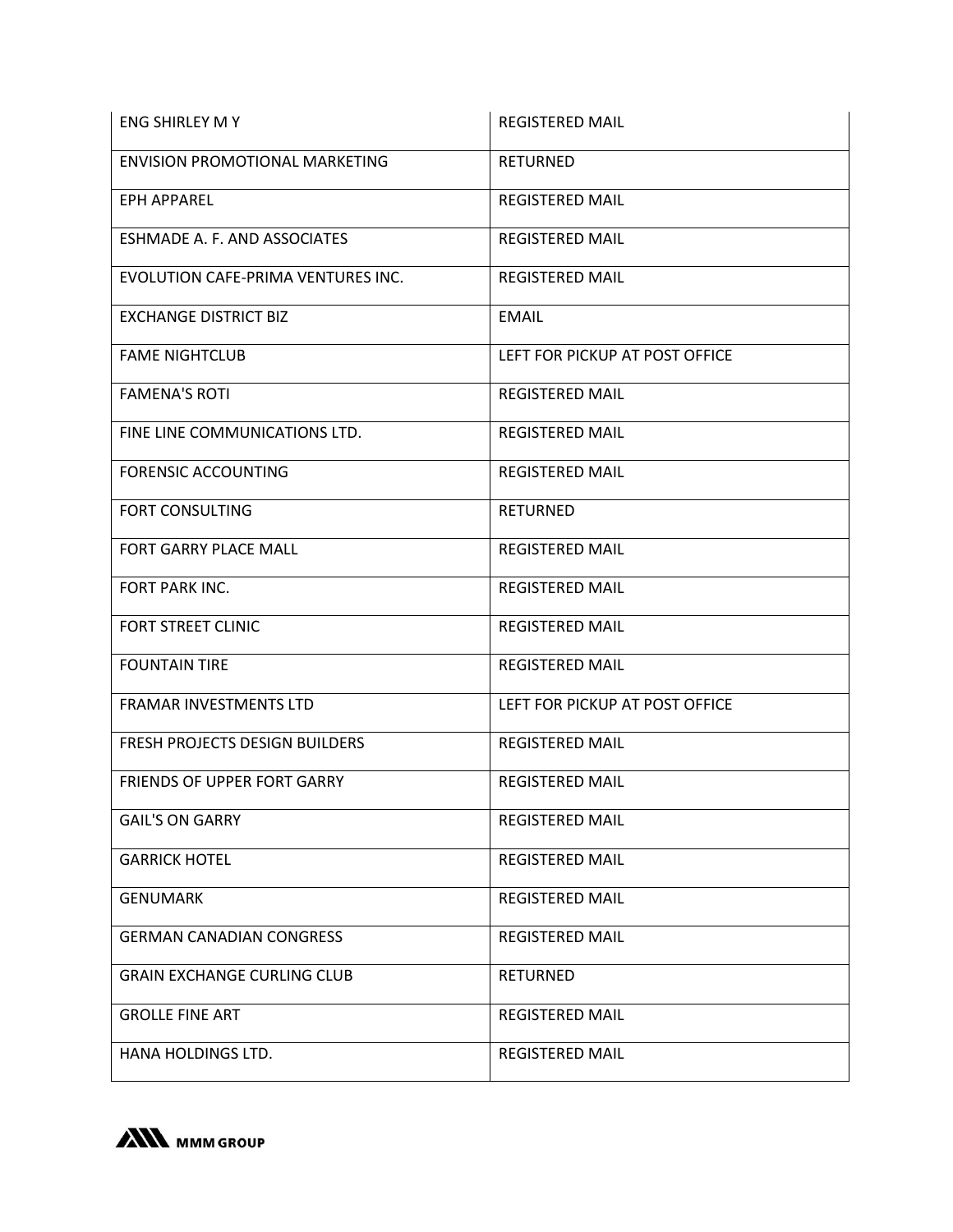| | |
|---|---|
| ENG SHIRLEY M Y | REGISTERED MAIL |
| ENVISION PROMOTIONAL MARKETING | RETURNED |
| EPH APPAREL | REGISTERED MAIL |
| ESHMADE A. F. AND ASSOCIATES | REGISTERED MAIL |
| EVOLUTION CAFE-PRIMA VENTURES INC. | REGISTERED MAIL |
| EXCHANGE DISTRICT BIZ | EMAIL |
| FAME NIGHTCLUB | LEFT FOR PICKUP AT POST OFFICE |
| FAMENA'S ROTI | REGISTERED MAIL |
| FINE LINE COMMUNICATIONS LTD. | REGISTERED MAIL |
| FORENSIC ACCOUNTING | REGISTERED MAIL |
| FORT CONSULTING | RETURNED |
| FORT GARRY PLACE MALL | REGISTERED MAIL |
| FORT PARK INC. | REGISTERED MAIL |
| FORT STREET CLINIC | REGISTERED MAIL |
| FOUNTAIN TIRE | REGISTERED MAIL |
| FRAMAR INVESTMENTS LTD | LEFT FOR PICKUP AT POST OFFICE |
| FRESH PROJECTS DESIGN BUILDERS | REGISTERED MAIL |
| FRIENDS OF UPPER FORT GARRY | REGISTERED MAIL |
| GAIL'S ON GARRY | REGISTERED MAIL |
| GARRICK HOTEL | REGISTERED MAIL |
| GENUMARK | REGISTERED MAIL |
| GERMAN CANADIAN CONGRESS | REGISTERED MAIL |
| GRAIN EXCHANGE CURLING CLUB | RETURNED |
| GROLLE FINE ART | REGISTERED MAIL |
| HANA HOLDINGS LTD. | REGISTERED MAIL |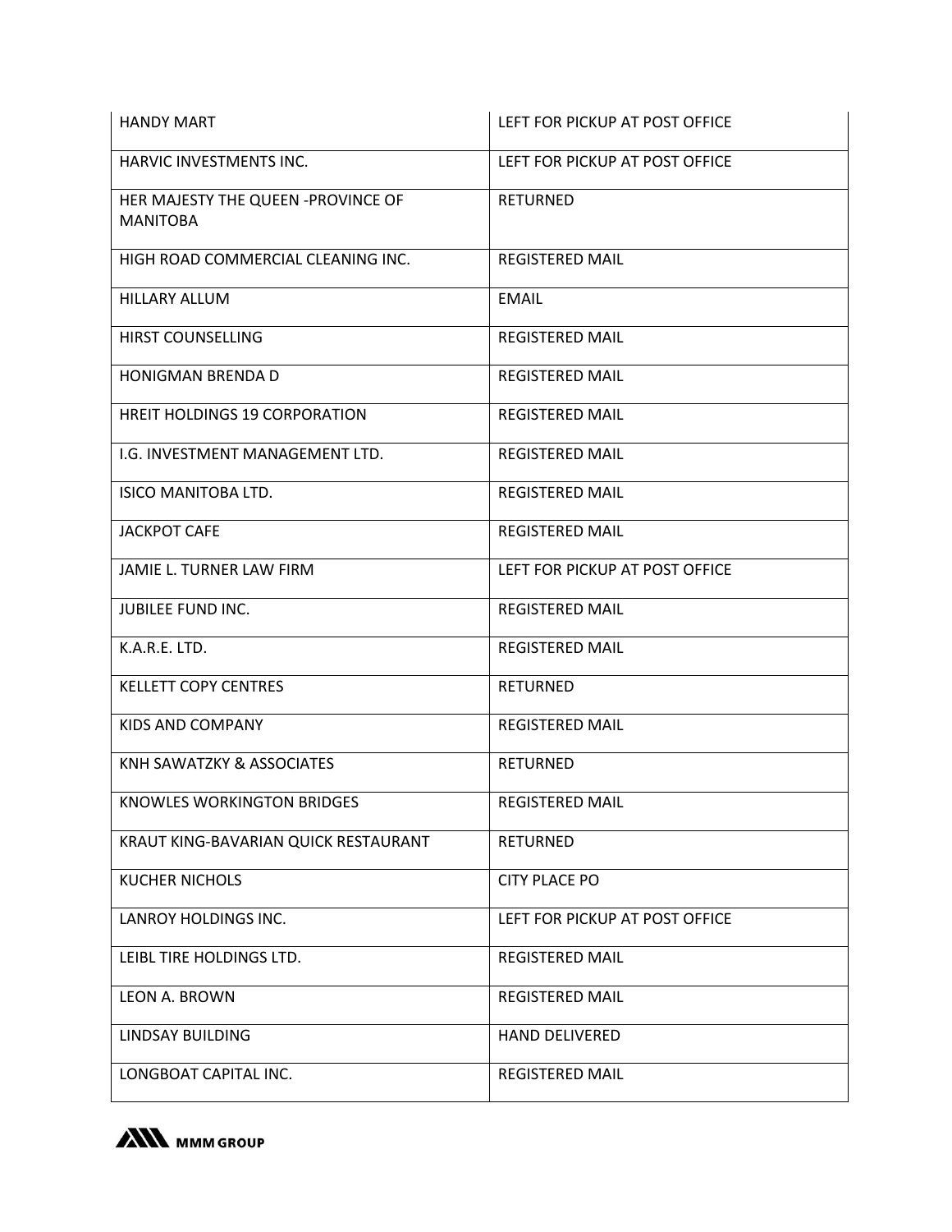| | |
|---|---|
| HANDY MART | LEFT FOR PICKUP AT POST OFFICE |
| HARVIC INVESTMENTS INC. | LEFT FOR PICKUP AT POST OFFICE |
| HER MAJESTY THE QUEEN -PROVINCE OF MANITOBA | RETURNED |
| HIGH ROAD COMMERCIAL CLEANING INC. | REGISTERED MAIL |
| HILLARY ALLUM | EMAIL |
| HIRST COUNSELLING | REGISTERED MAIL |
| HONIGMAN BRENDA D | REGISTERED MAIL |
| HREIT HOLDINGS 19 CORPORATION | REGISTERED MAIL |
| I.G. INVESTMENT MANAGEMENT LTD. | REGISTERED MAIL |
| ISICO MANITOBA LTD. | REGISTERED MAIL |
| JACKPOT CAFE | REGISTERED MAIL |
| JAMIE L. TURNER LAW FIRM | LEFT FOR PICKUP AT POST OFFICE |
| JUBILEE FUND INC. | REGISTERED MAIL |
| K.A.R.E. LTD. | REGISTERED MAIL |
| KELLETT COPY CENTRES | RETURNED |
| KIDS AND COMPANY | REGISTERED MAIL |
| KNH SAWATZKY & ASSOCIATES | RETURNED |
| KNOWLES WORKINGTON BRIDGES | REGISTERED MAIL |
| KRAUT KING-BAVARIAN QUICK RESTAURANT | RETURNED |
| KUCHER NICHOLS | CITY PLACE PO |
| LANROY HOLDINGS INC. | LEFT FOR PICKUP AT POST OFFICE |
| LEIBL TIRE HOLDINGS LTD. | REGISTERED MAIL |
| LEON A. BROWN | REGISTERED MAIL |
| LINDSAY BUILDING | HAND DELIVERED |
| LONGBOAT CAPITAL INC. | REGISTERED MAIL |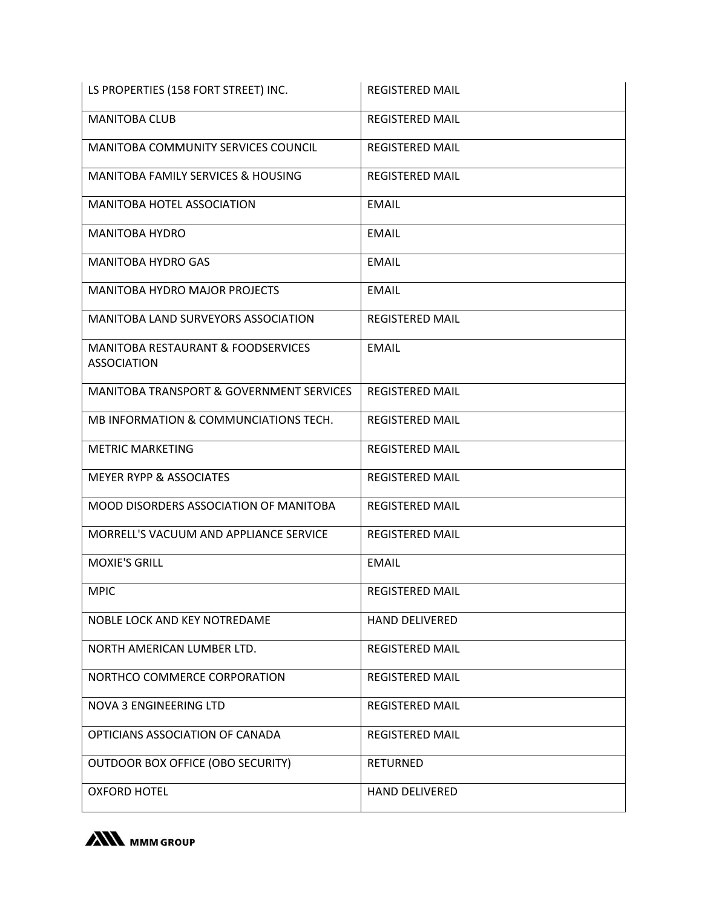| | |
|---|---|
| LS PROPERTIES (158 FORT STREET) INC. | REGISTERED MAIL |
| MANITOBA CLUB | REGISTERED MAIL |
| MANITOBA COMMUNITY SERVICES COUNCIL | REGISTERED MAIL |
| MANITOBA FAMILY SERVICES & HOUSING | REGISTERED MAIL |
| MANITOBA HOTEL ASSOCIATION | EMAIL |
| MANITOBA HYDRO | EMAIL |
| MANITOBA HYDRO GAS | EMAIL |
| MANITOBA HYDRO MAJOR PROJECTS | EMAIL |
| MANITOBA LAND SURVEYORS ASSOCIATION | REGISTERED MAIL |
| MANITOBA RESTAURANT & FOODSERVICES ASSOCIATION | EMAIL |
| MANITOBA TRANSPORT & GOVERNMENT SERVICES | REGISTERED MAIL |
| MB INFORMATION & COMMUNCIATIONS TECH. | REGISTERED MAIL |
| METRIC MARKETING | REGISTERED MAIL |
| MEYER RYPP & ASSOCIATES | REGISTERED MAIL |
| MOOD DISORDERS ASSOCIATION OF MANITOBA | REGISTERED MAIL |
| MORRELL'S VACUUM AND APPLIANCE SERVICE | REGISTERED MAIL |
| MOXIE'S GRILL | EMAIL |
| MPIC | REGISTERED MAIL |
| NOBLE LOCK AND KEY NOTREDAME | HAND DELIVERED |
| NORTH AMERICAN LUMBER LTD. | REGISTERED MAIL |
| NORTHCO COMMERCE CORPORATION | REGISTERED MAIL |
| NOVA 3 ENGINEERING LTD | REGISTERED MAIL |
| OPTICIANS ASSOCIATION OF CANADA | REGISTERED MAIL |
| OUTDOOR BOX OFFICE (OBO SECURITY) | RETURNED |
| OXFORD HOTEL | HAND DELIVERED |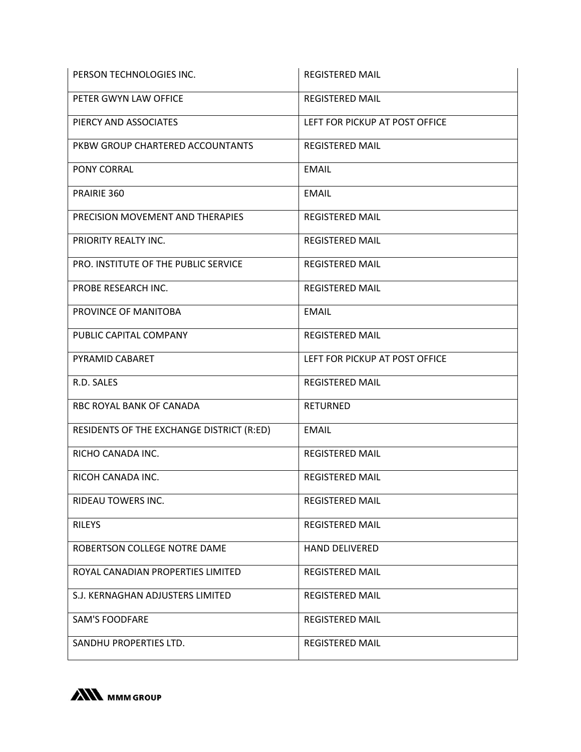| | |
|---|---|
| PERSON TECHNOLOGIES INC. | REGISTERED MAIL |
| PETER GWYN LAW OFFICE | REGISTERED MAIL |
| PIERCY AND ASSOCIATES | LEFT FOR PICKUP AT POST OFFICE |
| PKBW GROUP CHARTERED ACCOUNTANTS | REGISTERED MAIL |
| PONY CORRAL | EMAIL |
| PRAIRIE 360 | EMAIL |
| PRECISION MOVEMENT AND THERAPIES | REGISTERED MAIL |
| PRIORITY REALTY INC. | REGISTERED MAIL |
| PRO. INSTITUTE OF THE PUBLIC SERVICE | REGISTERED MAIL |
| PROBE RESEARCH INC. | REGISTERED MAIL |
| PROVINCE OF MANITOBA | EMAIL |
| PUBLIC CAPITAL COMPANY | REGISTERED MAIL |
| PYRAMID CABARET | LEFT FOR PICKUP AT POST OFFICE |
| R.D. SALES | REGISTERED MAIL |
| RBC ROYAL BANK OF CANADA | RETURNED |
| RESIDENTS OF THE EXCHANGE DISTRICT (R:ED) | EMAIL |
| RICHO CANADA INC. | REGISTERED MAIL |
| RICOH CANADA INC. | REGISTERED MAIL |
| RIDEAU TOWERS INC. | REGISTERED MAIL |
| RILEYS | REGISTERED MAIL |
| ROBERTSON COLLEGE NOTRE DAME | HAND DELIVERED |
| ROYAL CANADIAN PROPERTIES LIMITED | REGISTERED MAIL |
| S.J. KERNAGHAN ADJUSTERS LIMITED | REGISTERED MAIL |
| SAM'S FOODFARE | REGISTERED MAIL |
| SANDHU PROPERTIES LTD. | REGISTERED MAIL |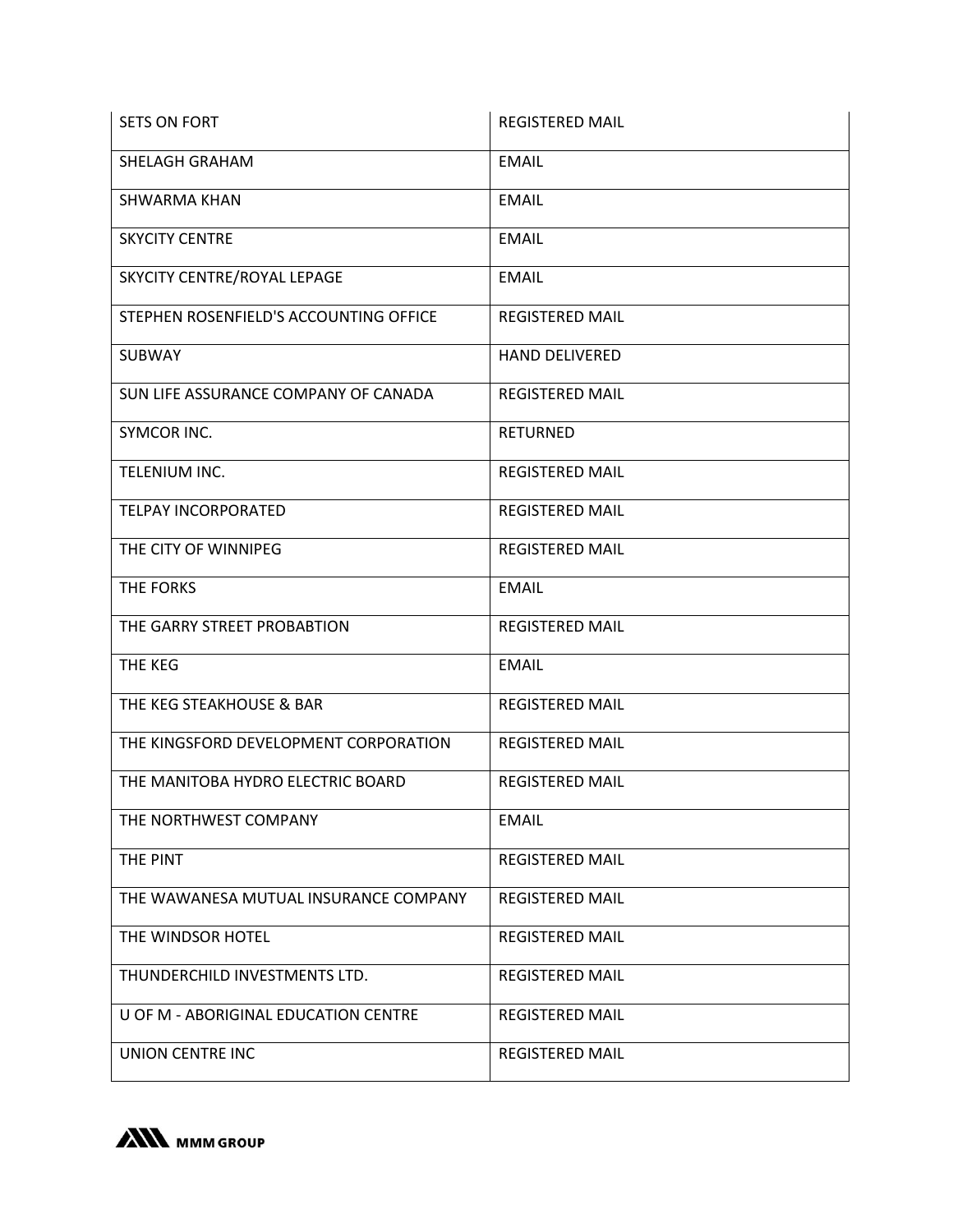| | |
|---|---|
| SETS ON FORT | REGISTERED MAIL |
| SHELAGH GRAHAM | EMAIL |
| SHWARMA KHAN | EMAIL |
| SKYCITY CENTRE | EMAIL |
| SKYCITY CENTRE/ROYAL LEPAGE | EMAIL |
| STEPHEN ROSENFIELD'S ACCOUNTING OFFICE | REGISTERED MAIL |
| SUBWAY | HAND DELIVERED |
| SUN LIFE ASSURANCE COMPANY OF CANADA | REGISTERED MAIL |
| SYMCOR INC. | RETURNED |
| TELENIUM INC. | REGISTERED MAIL |
| TELPAY INCORPORATED | REGISTERED MAIL |
| THE CITY OF WINNIPEG | REGISTERED MAIL |
| THE FORKS | EMAIL |
| THE GARRY STREET PROBABTION | REGISTERED MAIL |
| THE KEG | EMAIL |
| THE KEG STEAKHOUSE & BAR | REGISTERED MAIL |
| THE KINGSFORD DEVELOPMENT CORPORATION | REGISTERED MAIL |
| THE MANITOBA HYDRO ELECTRIC BOARD | REGISTERED MAIL |
| THE NORTHWEST COMPANY | EMAIL |
| THE PINT | REGISTERED MAIL |
| THE WAWANESA MUTUAL INSURANCE COMPANY | REGISTERED MAIL |
| THE WINDSOR HOTEL | REGISTERED MAIL |
| THUNDERCHILD INVESTMENTS LTD. | REGISTERED MAIL |
| U OF M - ABORIGINAL EDUCATION CENTRE | REGISTERED MAIL |
| UNION CENTRE INC | REGISTERED MAIL |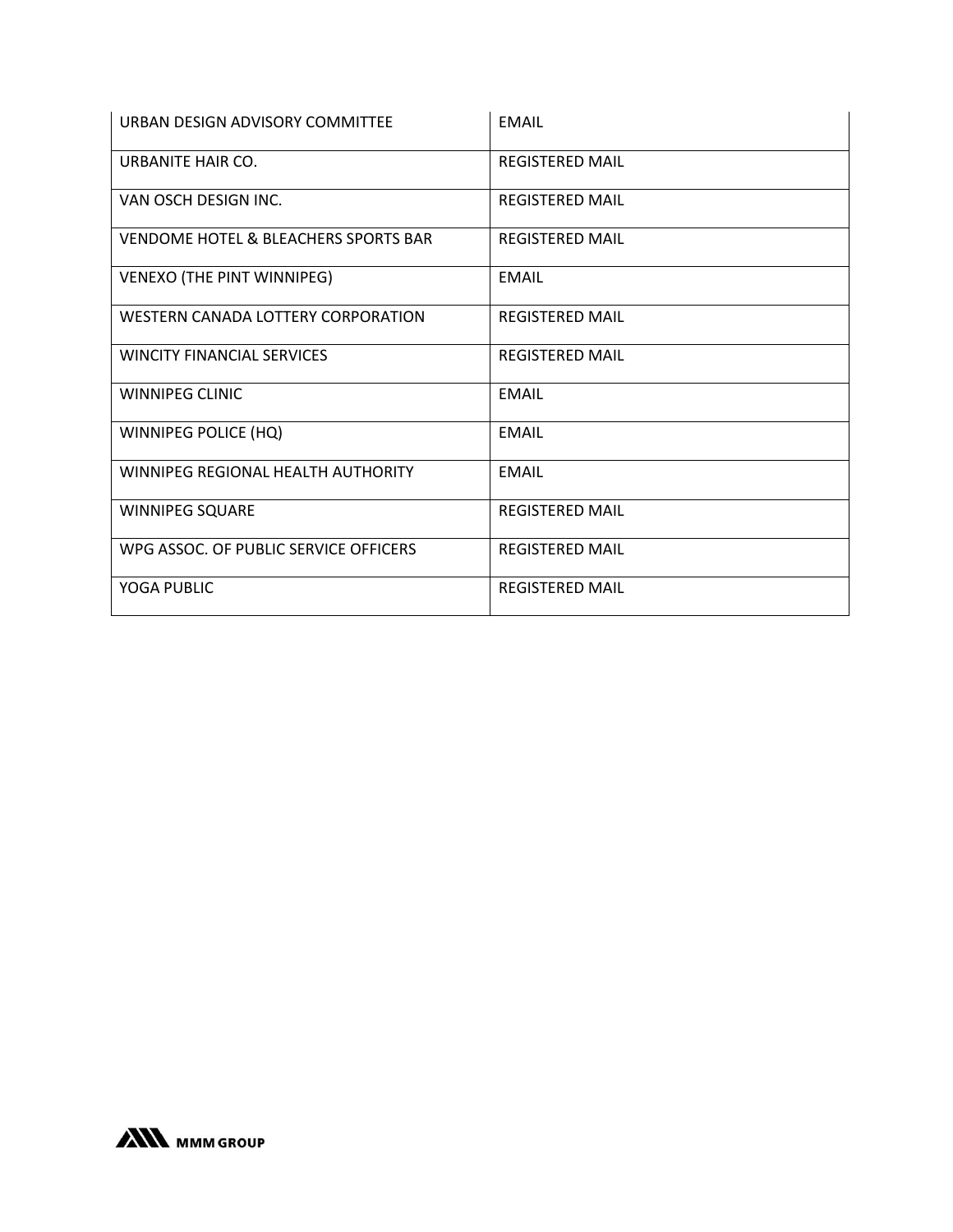| | |
|---|---|
| URBAN DESIGN ADVISORY COMMITTEE | EMAIL |
| URBANITE HAIR CO. | REGISTERED MAIL |
| VAN OSCH DESIGN INC. | REGISTERED MAIL |
| VENDOME HOTEL & BLEACHERS SPORTS BAR | REGISTERED MAIL |
| VENEXO (THE PINT WINNIPEG) | EMAIL |
| WESTERN CANADA LOTTERY CORPORATION | REGISTERED MAIL |
| WINCITY FINANCIAL SERVICES | REGISTERED MAIL |
| WINNIPEG CLINIC | EMAIL |
| WINNIPEG POLICE (HQ) | EMAIL |
| WINNIPEG REGIONAL HEALTH AUTHORITY | EMAIL |
| WINNIPEG SQUARE | REGISTERED MAIL |
| WPG ASSOC. OF PUBLIC SERVICE OFFICERS | REGISTERED MAIL |
| YOGA PUBLIC | REGISTERED MAIL |